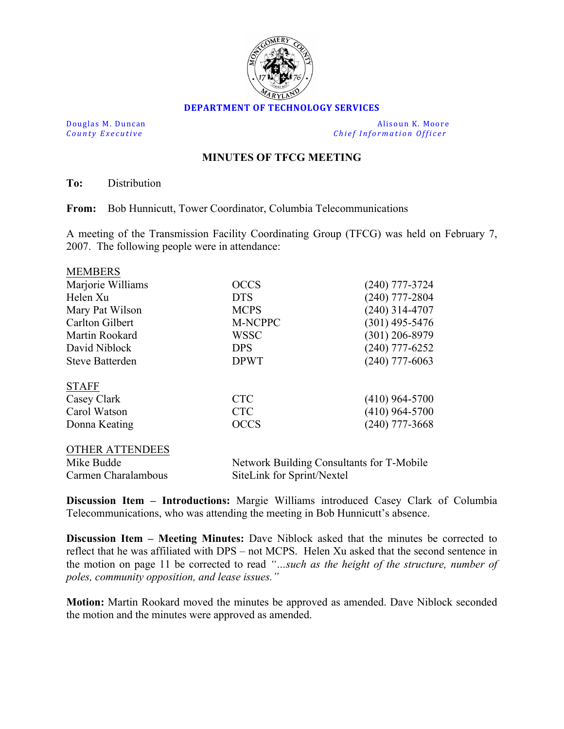**DEPARTMENT OF TECHNOLOGY SERVICES**

Douglas M. Duncan
*County Executive*

Alisoun K. Moore
*Chief Information Officer*

## MINUTES OF TFCG MEETING

**To:** Distribution

**From:** Bob Hunnicutt, Tower Coordinator, Columbia Telecommunications

A meeting of the Transmission Facility Coordinating Group (TFCG) was held on February 7, 2007. The following people were in attendance:

| MEMBERS | | |
|---|---|---|
| Marjorie Williams | OCCS | (240) 777-3724 |
| Helen Xu | DTS | (240) 777-2804 |
| Mary Pat Wilson | MCPS | (240) 314-4707 |
| Carlton Gilbert | M-NCPPC | (301) 495-5476 |
| Martin Rookard | WSSC | (301) 206-8979 |
| David Niblock | DPS | (240) 777-6252 |
| Steve Batterden | DPWT | (240) 777-6063 |

| STAFF | | |
|---|---|---|
| Casey Clark | CTC | (410) 964-5700 |
| Carol Watson | CTC | (410) 964-5700 |
| Donna Keating | OCCS | (240) 777-3668 |

| OTHER ATTENDEES | |
|---|---|
| Mike Budde | Network Building Consultants for T-Mobile |
| Carmen Charalambous | SiteLink for Sprint/Nextel |

**Discussion Item – Introductions:** Margie Williams introduced Casey Clark of Columbia Telecommunications, who was attending the meeting in Bob Hunnicutt's absence.

**Discussion Item – Meeting Minutes:** Dave Niblock asked that the minutes be corrected to reflect that he was affiliated with DPS – not MCPS. Helen Xu asked that the second sentence in the motion on page 11 be corrected to read *"...such as the height of the structure, number of poles, community opposition, and lease issues."*

**Motion:** Martin Rookard moved the minutes be approved as amended. Dave Niblock seconded the motion and the minutes were approved as amended.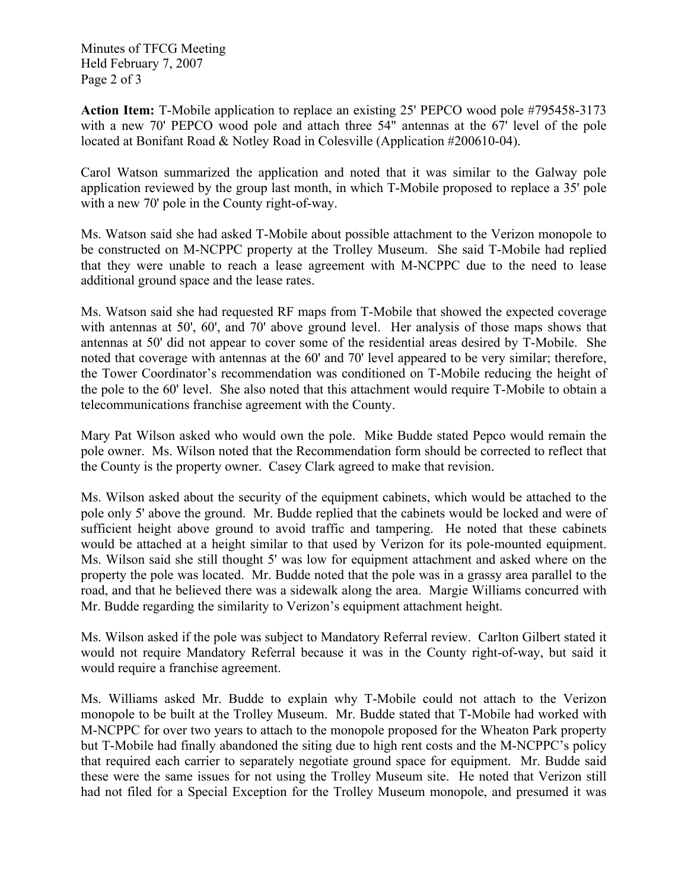**Action Item:** T-Mobile application to replace an existing 25' PEPCO wood pole #795458-3173 with a new 70' PEPCO wood pole and attach three 54" antennas at the 67' level of the pole located at Bonifant Road & Notley Road in Colesville (Application #200610-04).

Carol Watson summarized the application and noted that it was similar to the Galway pole application reviewed by the group last month, in which T-Mobile proposed to replace a 35' pole with a new 70' pole in the County right-of-way.

Ms. Watson said she had asked T-Mobile about possible attachment to the Verizon monopole to be constructed on M-NCPPC property at the Trolley Museum. She said T-Mobile had replied that they were unable to reach a lease agreement with M-NCPPC due to the need to lease additional ground space and the lease rates.

Ms. Watson said she had requested RF maps from T-Mobile that showed the expected coverage with antennas at 50', 60', and 70' above ground level. Her analysis of those maps shows that antennas at 50' did not appear to cover some of the residential areas desired by T-Mobile. She noted that coverage with antennas at the 60' and 70' level appeared to be very similar; therefore, the Tower Coordinator's recommendation was conditioned on T-Mobile reducing the height of the pole to the 60' level. She also noted that this attachment would require T-Mobile to obtain a telecommunications franchise agreement with the County.

Mary Pat Wilson asked who would own the pole. Mike Budde stated Pepco would remain the pole owner. Ms. Wilson noted that the Recommendation form should be corrected to reflect that the County is the property owner. Casey Clark agreed to make that revision.

Ms. Wilson asked about the security of the equipment cabinets, which would be attached to the pole only 5' above the ground. Mr. Budde replied that the cabinets would be locked and were of sufficient height above ground to avoid traffic and tampering. He noted that these cabinets would be attached at a height similar to that used by Verizon for its pole-mounted equipment. Ms. Wilson said she still thought 5' was low for equipment attachment and asked where on the property the pole was located. Mr. Budde noted that the pole was in a grassy area parallel to the road, and that he believed there was a sidewalk along the area. Margie Williams concurred with Mr. Budde regarding the similarity to Verizon's equipment attachment height.

Ms. Wilson asked if the pole was subject to Mandatory Referral review. Carlton Gilbert stated it would not require Mandatory Referral because it was in the County right-of-way, but said it would require a franchise agreement.

Ms. Williams asked Mr. Budde to explain why T-Mobile could not attach to the Verizon monopole to be built at the Trolley Museum. Mr. Budde stated that T-Mobile had worked with M-NCPPC for over two years to attach to the monopole proposed for the Wheaton Park property but T-Mobile had finally abandoned the siting due to high rent costs and the M-NCPPC's policy that required each carrier to separately negotiate ground space for equipment. Mr. Budde said these were the same issues for not using the Trolley Museum site. He noted that Verizon still had not filed for a Special Exception for the Trolley Museum monopole, and presumed it was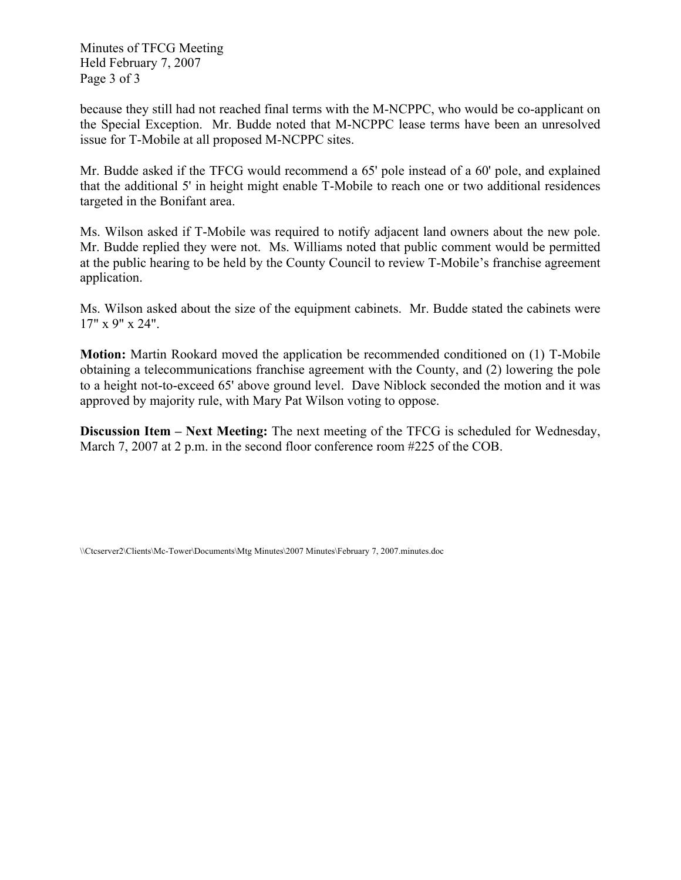because they still had not reached final terms with the M-NCPPC, who would be co-applicant on the Special Exception. Mr. Budde noted that M-NCPPC lease terms have been an unresolved issue for T-Mobile at all proposed M-NCPPC sites.

Mr. Budde asked if the TFCG would recommend a 65' pole instead of a 60' pole, and explained that the additional 5' in height might enable T-Mobile to reach one or two additional residences targeted in the Bonifant area.

Ms. Wilson asked if T-Mobile was required to notify adjacent land owners about the new pole. Mr. Budde replied they were not. Ms. Williams noted that public comment would be permitted at the public hearing to be held by the County Council to review T-Mobile's franchise agreement application.

Ms. Wilson asked about the size of the equipment cabinets. Mr. Budde stated the cabinets were 17" x 9" x 24".

**Motion:** Martin Rookard moved the application be recommended conditioned on (1) T-Mobile obtaining a telecommunications franchise agreement with the County, and (2) lowering the pole to a height not-to-exceed 65' above ground level. Dave Niblock seconded the motion and it was approved by majority rule, with Mary Pat Wilson voting to oppose.

**Discussion Item – Next Meeting:** The next meeting of the TFCG is scheduled for Wednesday, March 7, 2007 at 2 p.m. in the second floor conference room #225 of the COB.

\\Ctcserver2\Clients\Mc-Tower\Documents\Mtg Minutes\2007 Minutes\February 7, 2007.minutes.doc